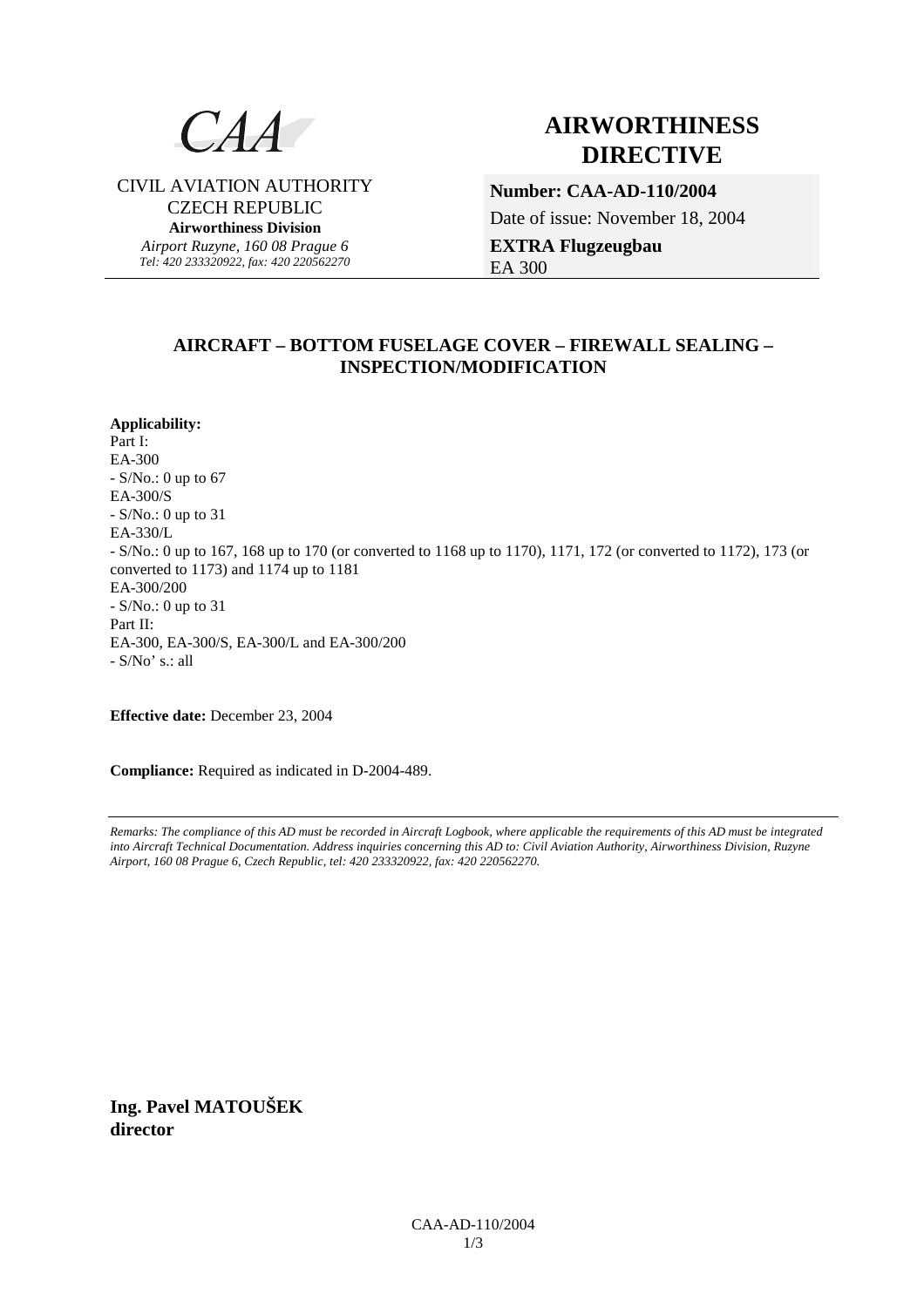CAA

CIVIL AVIATION AUTHORITY
CZECH REPUBLIC
**Airworthiness Division**
*Airport Ruzyne, 160 08 Prague 6*
*Tel: 420 233320922, fax: 420 220562270*

# AIRWORTHINESS DIRECTIVE

**Number: CAA-AD-110/2004**
Date of issue: November 18, 2004
**EXTRA Flugzeugbau**
EA 300

## AIRCRAFT – BOTTOM FUSELAGE COVER – FIREWALL SEALING – INSPECTION/MODIFICATION

**Applicability:**
Part I:
EA-300
- S/No.: 0 up to 67

EA-300/S
- S/No.: 0 up to 31

EA-330/L
- S/No.: 0 up to 167, 168 up to 170 (or converted to 1168 up to 1170), 1171, 172 (or converted to 1172), 173 (or converted to 1173) and 1174 up to 1181

EA-300/200
- S/No.: 0 up to 31

Part II:
EA-300, EA-300/S, EA-300/L and EA-300/200
- S/No' s.: all

**Effective date:** December 23, 2004

**Compliance:** Required as indicated in D-2004-489.

*Remarks: The compliance of this AD must be recorded in Aircraft Logbook, where applicable the requirements of this AD must be integrated into Aircraft Technical Documentation. Address inquiries concerning this AD to: Civil Aviation Authority, Airworthiness Division, Ruzyne Airport, 160 08 Prague 6, Czech Republic, tel: 420 233320922, fax: 420 220562270.*

**Ing. Pavel MATOUŠEK**
**director**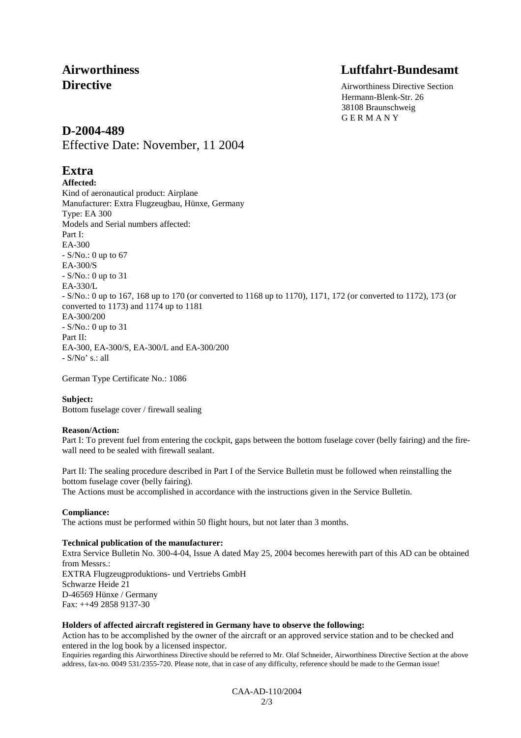# Airworthiness Directive

**Luftfahrt-Bundesamt**
Airworthiness Directive Section
Hermann-Blenk-Str. 26
38108 Braunschweig
G E R M A N Y

## D-2004-489

Effective Date: November, 11 2004

## Extra

**Affected:**
Kind of aeronautical product: Airplane
Manufacturer: Extra Flugzeugbau, Hünxe, Germany
Type: EA 300
Models and Serial numbers affected:
Part I:
EA-300
- S/No.: 0 up to 67

EA-300/S
- S/No.: 0 up to 31

EA-330/L
- S/No.: 0 up to 167, 168 up to 170 (or converted to 1168 up to 1170), 1171, 172 (or converted to 1172), 173 (or converted to 1173) and 1174 up to 1181

EA-300/200
- S/No.: 0 up to 31

Part II:
EA-300, EA-300/S, EA-300/L and EA-300/200
- S/No' s.: all

German Type Certificate No.: 1086

**Subject:**
Bottom fuselage cover / firewall sealing

**Reason/Action:**
Part I: To prevent fuel from entering the cockpit, gaps between the bottom fuselage cover (belly fairing) and the firewall need to be sealed with firewall sealant.

Part II: The sealing procedure described in Part I of the Service Bulletin must be followed when reinstalling the bottom fuselage cover (belly fairing).
The Actions must be accomplished in accordance with the instructions given in the Service Bulletin.

**Compliance:**
The actions must be performed within 50 flight hours, but not later than 3 months.

**Technical publication of the manufacturer:**
Extra Service Bulletin No. 300-4-04, Issue A dated May 25, 2004 becomes herewith part of this AD can be obtained from Messrs.:
EXTRA Flugzeugproduktions- und Vertriebs GmbH
Schwarze Heide 21
D-46569 Hünxe / Germany
Fax: ++49 2858 9137-30

**Holders of affected aircraft registered in Germany have to observe the following:**
Action has to be accomplished by the owner of the aircraft or an approved service station and to be checked and entered in the log book by a licensed inspector.
Enquiries regarding this Airworthiness Directive should be referred to Mr. Olaf Schneider, Airworthiness Directive Section at the above address, fax-no. 0049 531/2355-720. Please note, that in case of any difficulty, reference should be made to the German issue!

CAA-AD-110/2004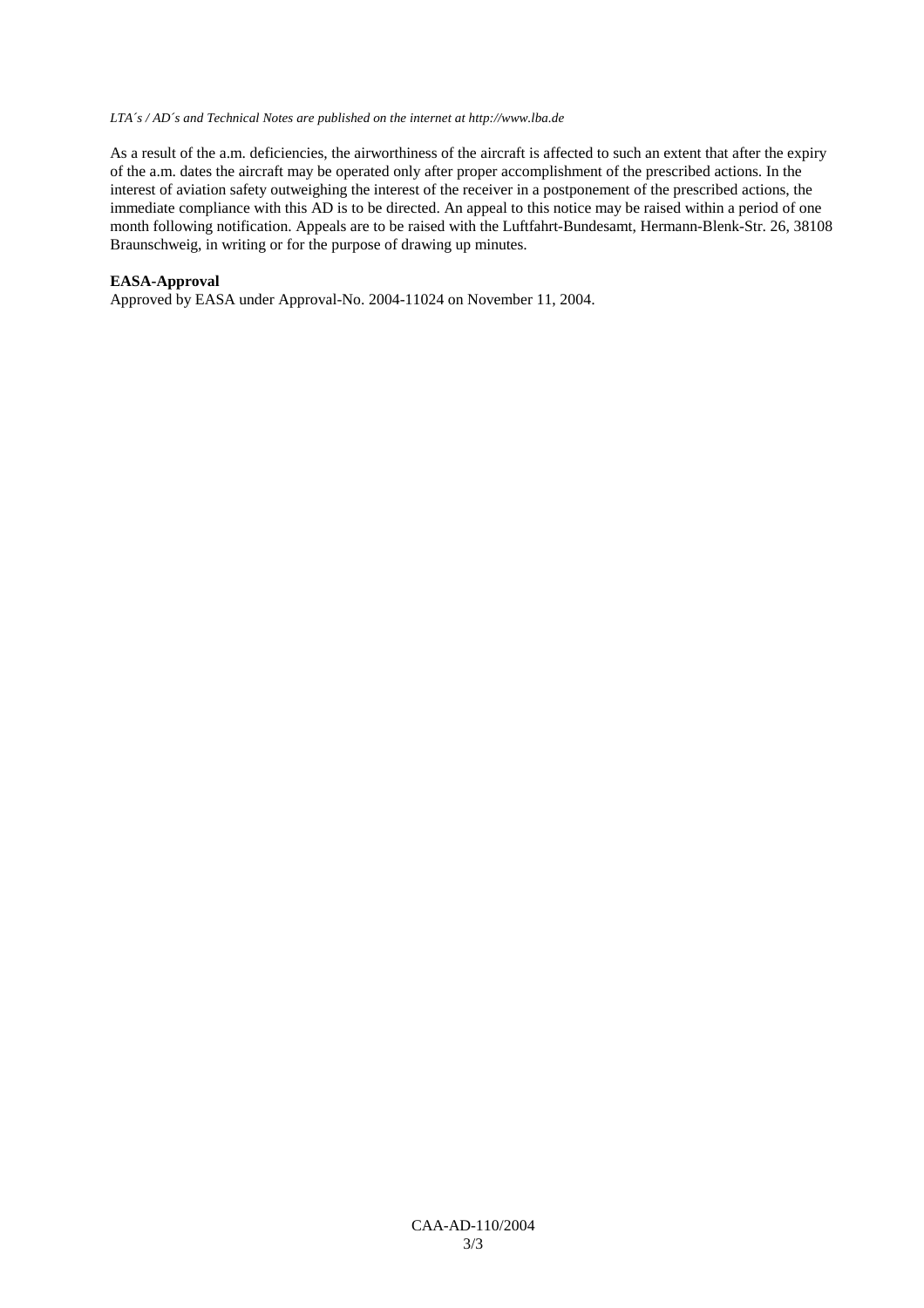*LTA´s / AD´s and Technical Notes are published on the internet at http://www.lba.de*

As a result of the a.m. deficiencies, the airworthiness of the aircraft is affected to such an extent that after the expiry of the a.m. dates the aircraft may be operated only after proper accomplishment of the prescribed actions. In the interest of aviation safety outweighing the interest of the receiver in a postponement of the prescribed actions, the immediate compliance with this AD is to be directed. An appeal to this notice may be raised within a period of one month following notification. Appeals are to be raised with the Luftfahrt-Bundesamt, Hermann-Blenk-Str. 26, 38108 Braunschweig, in writing or for the purpose of drawing up minutes.

**EASA-Approval**

Approved by EASA under Approval-No. 2004-11024 on November 11, 2004.